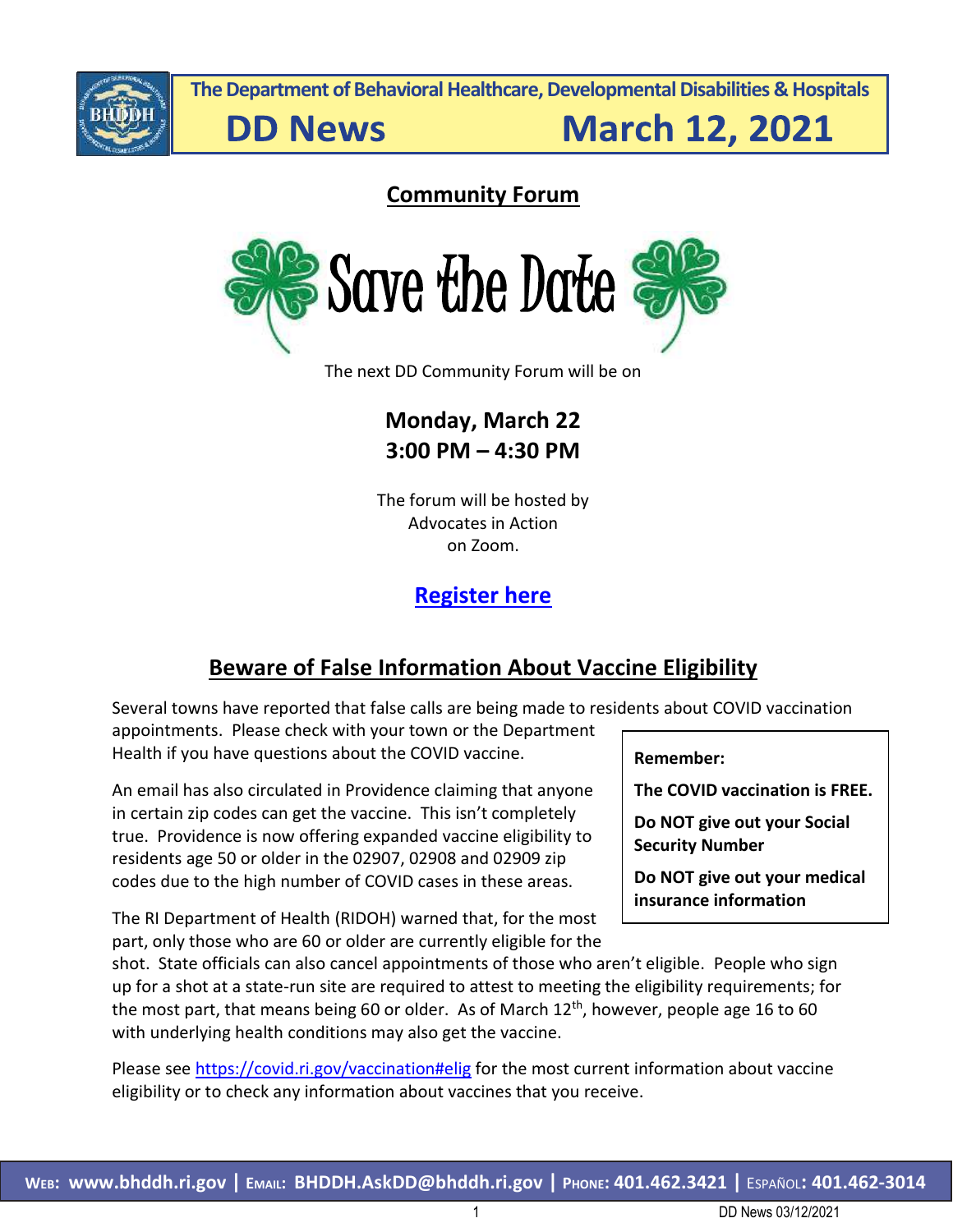The Department of Behavioral Healthcare, Developmental Disabilities & Hospitals

# DD News March 12, 2021

## Community Forum

**Save the Date**

The next DD Community Forum will be on

**Monday, March 22**
**3:00 PM – 4:30 PM**

The forum will be hosted by
Advocates in Action
on Zoom.

**[Register here]**

## Beware of False Information About Vaccine Eligibility

Several towns have reported that false calls are being made to residents about COVID vaccination appointments. Please check with your town or the Department Health if you have questions about the COVID vaccine.

An email has also circulated in Providence claiming that anyone in certain zip codes can get the vaccine. This isn't completely true. Providence is now offering expanded vaccine eligibility to residents age 50 or older in the 02907, 02908 and 02909 zip codes due to the high number of COVID cases in these areas.

> **Remember:**
>
> **The COVID vaccination is FREE.**
>
> **Do NOT give out your Social Security Number**
>
> **Do NOT give out your medical insurance information**

The RI Department of Health (RIDOH) warned that, for the most part, only those who are 60 or older are currently eligible for the shot. State officials can also cancel appointments of those who aren't eligible. People who sign up for a shot at a state-run site are required to attest to meeting the eligibility requirements; for the most part, that means being 60 or older. As of March 12th, however, people age 16 to 60 with underlying health conditions may also get the vaccine.

Please see https://covid.ri.gov/vaccination#elig for the most current information about vaccine eligibility or to check any information about vaccines that you receive.

**Web:** www.bhddh.ri.gov | **Email:** BHDDH.AskDD@bhddh.ri.gov | **Phone:** 401.462.3421 | **Español:** 401.462-3014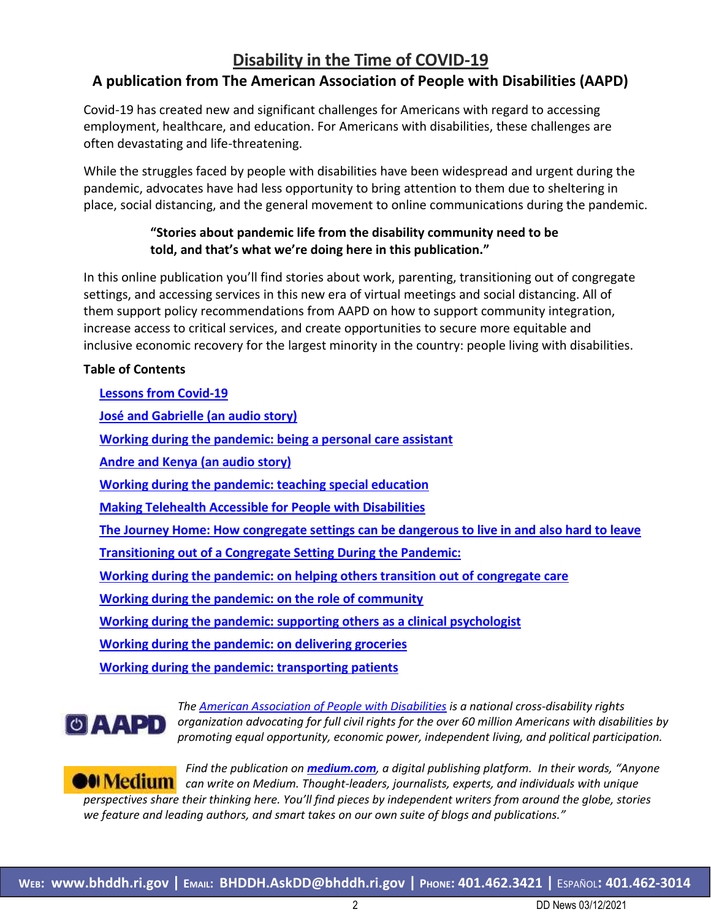# Disability in the Time of COVID-19

## A publication from The American Association of People with Disabilities (AAPD)

Covid-19 has created new and significant challenges for Americans with regard to accessing employment, healthcare, and education. For Americans with disabilities, these challenges are often devastating and life-threatening.

While the struggles faced by people with disabilities have been widespread and urgent during the pandemic, advocates have had less opportunity to bring attention to them due to sheltering in place, social distancing, and the general movement to online communications during the pandemic.

> **"Stories about pandemic life from the disability community need to be told, and that's what we're doing here in this publication."**

In this online publication you'll find stories about work, parenting, transitioning out of congregate settings, and accessing services in this new era of virtual meetings and social distancing. All of them support policy recommendations from AAPD on how to support community integration, increase access to critical services, and create opportunities to secure more equitable and inclusive economic recovery for the largest minority in the country: people living with disabilities.

**Table of Contents**

- Lessons from Covid-19
- José and Gabrielle (an audio story)
- Working during the pandemic: being a personal care assistant
- Andre and Kenya (an audio story)
- Working during the pandemic: teaching special education
- Making Telehealth Accessible for People with Disabilities
- The Journey Home: How congregate settings can be dangerous to live in and also hard to leave
- Transitioning out of a Congregate Setting During the Pandemic:
- Working during the pandemic: on helping others transition out of congregate care
- Working during the pandemic: on the role of community
- Working during the pandemic: supporting others as a clinical psychologist
- Working during the pandemic: on delivering groceries
- Working during the pandemic: transporting patients

AAPD

*The American Association of People with Disabilities is a national cross-disability rights organization advocating for full civil rights for the over 60 million Americans with disabilities by promoting equal opportunity, economic power, independent living, and political participation.*

Medium

*Find the publication on **medium.com**, a digital publishing platform. In their words, "Anyone can write on Medium. Thought-leaders, journalists, experts, and individuals with unique perspectives share their thinking here. You'll find pieces by independent writers from around the globe, stories we feature and leading authors, and smart takes on our own suite of blogs and publications."*

Web: www.bhddh.ri.gov | Email: BHDDH.AskDD@bhddh.ri.gov | Phone: 401.462.3421 | Español: 401.462-3014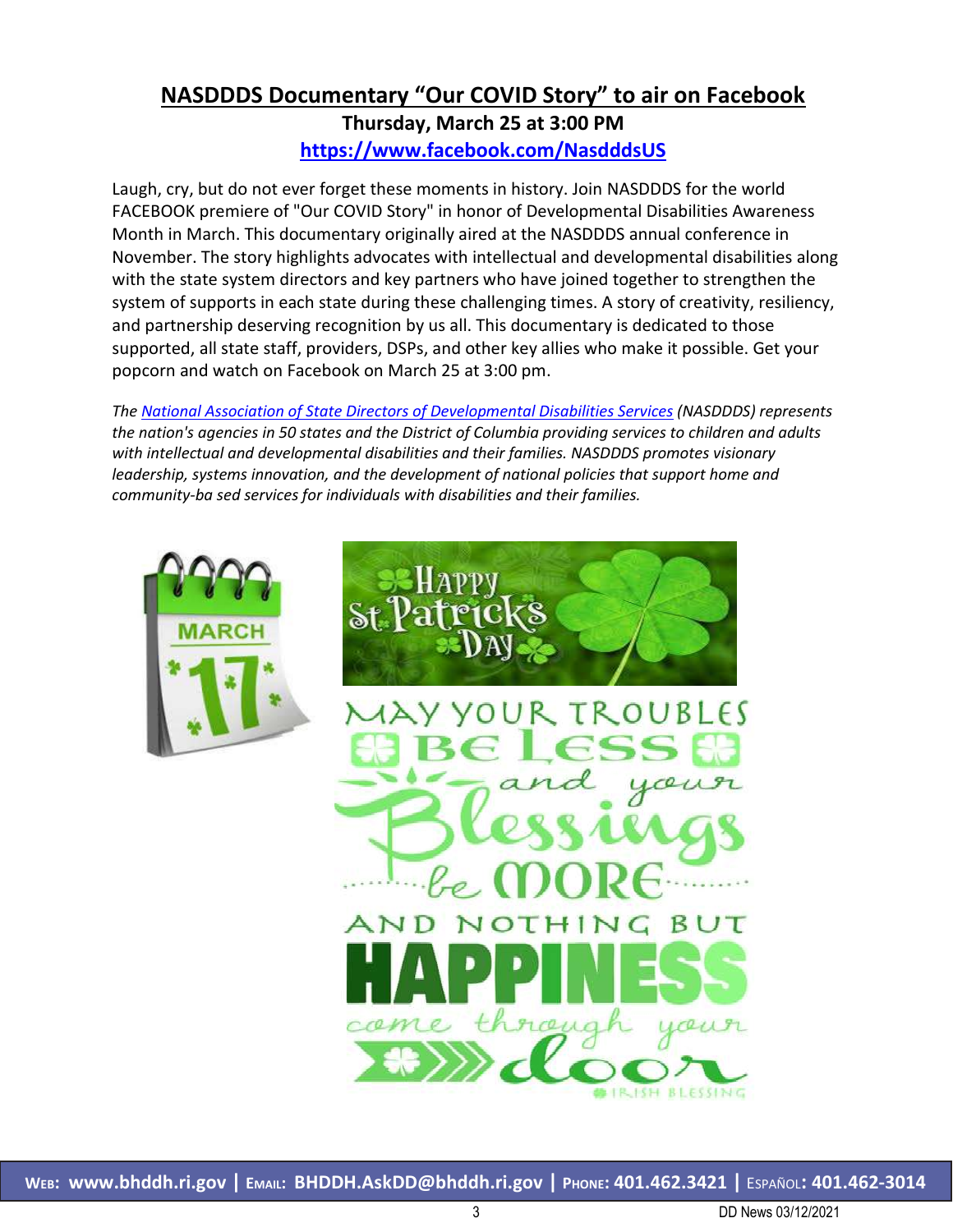## NASDDDS Documentary "Our COVID Story" to air on Facebook

**Thursday, March 25 at 3:00 PM**

**https://www.facebook.com/NasdddsUS**

Laugh, cry, but do not ever forget these moments in history. Join NASDDDS for the world FACEBOOK premiere of "Our COVID Story" in honor of Developmental Disabilities Awareness Month in March. This documentary originally aired at the NASDDDS annual conference in November. The story highlights advocates with intellectual and developmental disabilities along with the state system directors and key partners who have joined together to strengthen the system of supports in each state during these challenging times. A story of creativity, resiliency, and partnership deserving recognition by us all. This documentary is dedicated to those supported, all state staff, providers, DSPs, and other key allies who make it possible. Get your popcorn and watch on Facebook on March 25 at 3:00 pm.

*The National Association of State Directors of Developmental Disabilities Services (NASDDDS) represents the nation's agencies in 50 states and the District of Columbia providing services to children and adults with intellectual and developmental disabilities and their families. NASDDDS promotes visionary leadership, systems innovation, and the development of national policies that support home and community-ba sed services for individuals with disabilities and their families.*

MARCH 17

Happy St. Patrick's Day

May your troubles be less and your blessings be more and nothing but happiness come through your door

IRISH BLESSING

**WEB: www.bhddh.ri.gov | EMAIL: BHDDH.AskDD@bhddh.ri.gov | PHONE: 401.462.3421 | ESPAÑOL: 401.462-3014**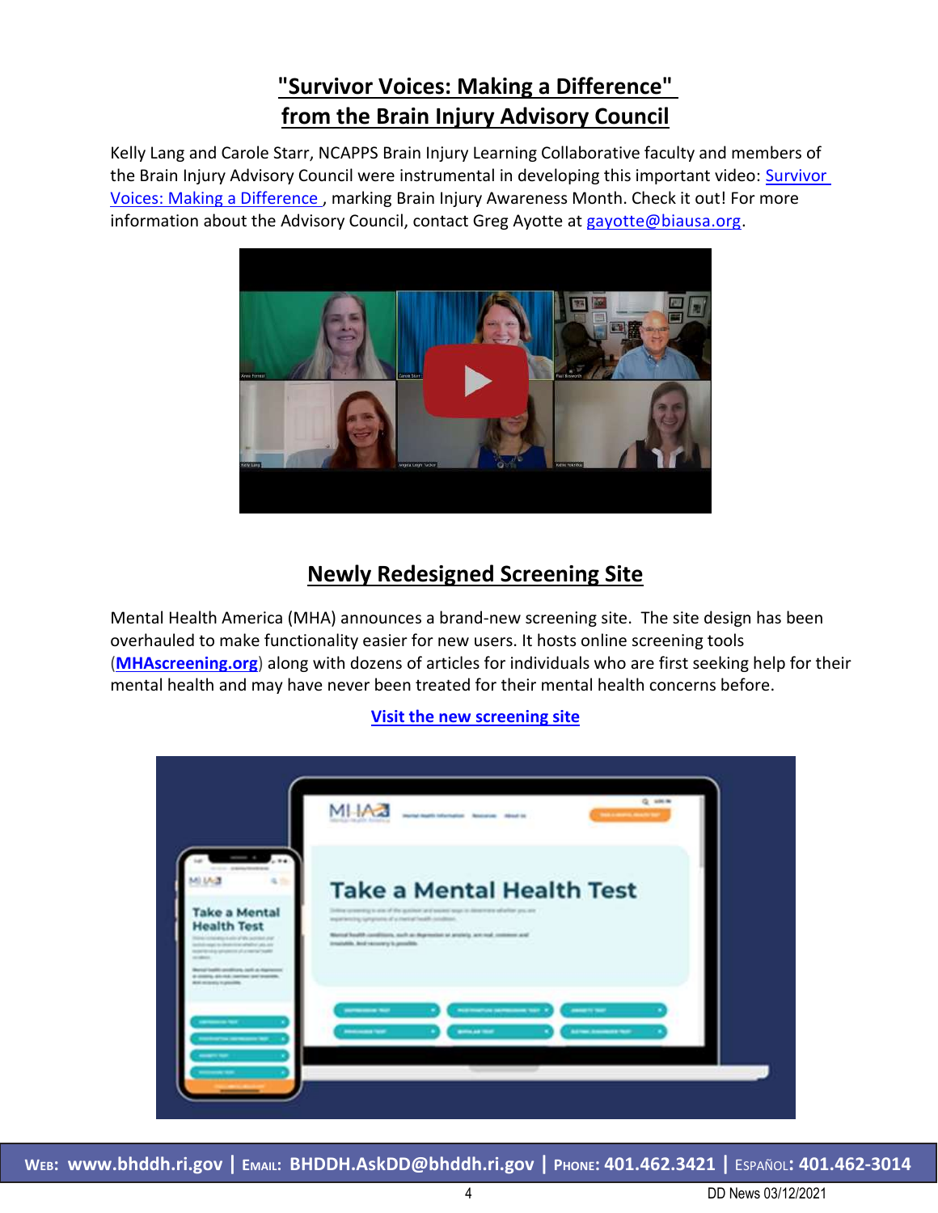## "Survivor Voices: Making a Difference" from the Brain Injury Advisory Council

Kelly Lang and Carole Starr, NCAPPS Brain Injury Learning Collaborative faculty and members of the Brain Injury Advisory Council were instrumental in developing this important video: Survivor Voices: Making a Difference , marking Brain Injury Awareness Month. Check it out! For more information about the Advisory Council, contact Greg Ayotte at gayotte@biausa.org.

## Newly Redesigned Screening Site

Mental Health America (MHA) announces a brand-new screening site. The site design has been overhauled to make functionality easier for new users. It hosts online screening tools (**MHAscreening.org**) along with dozens of articles for individuals who are first seeking help for their mental health and may have never been treated for their mental health concerns before.

**Visit the new screening site**

**Web: www.bhddh.ri.gov | Email: BHDDH.AskDD@bhddh.ri.gov | Phone: 401.462.3421 | Español: 401.462-3014**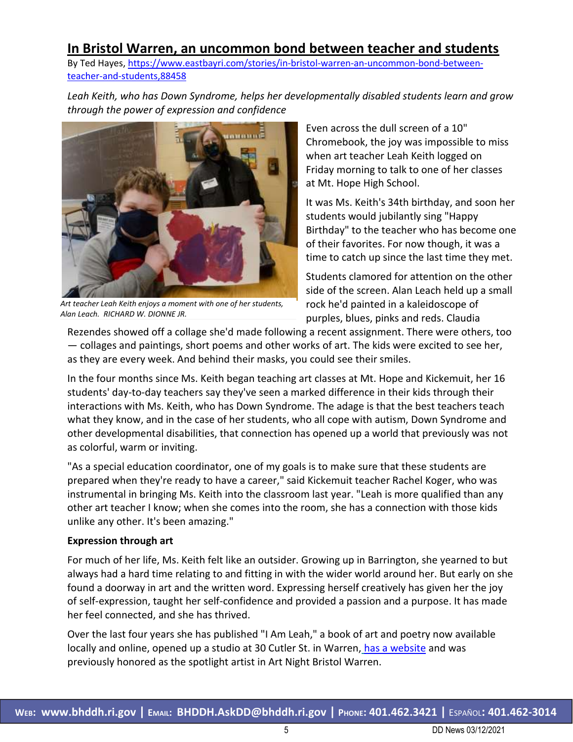## In Bristol Warren, an uncommon bond between teacher and students

By Ted Hayes, https://www.eastbayri.com/stories/in-bristol-warren-an-uncommon-bond-between-teacher-and-students,88458

*Leah Keith, who has Down Syndrome, helps her developmentally disabled students learn and grow through the power of expression and confidence*

*Art teacher Leah Keith enjoys a moment with one of her students, Alan Leach. RICHARD W. DIONNE JR.*

Even across the dull screen of a 10" Chromebook, the joy was impossible to miss when art teacher Leah Keith logged on Friday morning to talk to one of her classes at Mt. Hope High School.

It was Ms. Keith's 34th birthday, and soon her students would jubilantly sing "Happy Birthday" to the teacher who has become one of their favorites. For now though, it was a time to catch up since the last time they met.

Students clamored for attention on the other side of the screen. Alan Leach held up a small rock he'd painted in a kaleidoscope of purples, blues, pinks and reds. Claudia Rezendes showed off a collage she'd made following a recent assignment. There were others, too — collages and paintings, short poems and other works of art. The kids were excited to see her, as they are every week. And behind their masks, you could see their smiles.

In the four months since Ms. Keith began teaching art classes at Mt. Hope and Kickemuit, her 16 students' day-to-day teachers say they've seen a marked difference in their kids through their interactions with Ms. Keith, who has Down Syndrome. The adage is that the best teachers teach what they know, and in the case of her students, who all cope with autism, Down Syndrome and other developmental disabilities, that connection has opened up a world that previously was not as colorful, warm or inviting.

"As a special education coordinator, one of my goals is to make sure that these students are prepared when they're ready to have a career," said Kickemuit teacher Rachel Koger, who was instrumental in bringing Ms. Keith into the classroom last year. "Leah is more qualified than any other art teacher I know; when she comes into the room, she has a connection with those kids unlike any other. It's been amazing."

**Expression through art**

For much of her life, Ms. Keith felt like an outsider. Growing up in Barrington, she yearned to but always had a hard time relating to and fitting in with the wider world around her. But early on she found a doorway in art and the written word. Expressing herself creatively has given her the joy of self-expression, taught her self-confidence and provided a passion and a purpose. It has made her feel connected, and she has thrived.

Over the last four years she has published "I Am Leah," a book of art and poetry now available locally and online, opened up a studio at 30 Cutler St. in Warren, has a website and was previously honored as the spotlight artist in Art Night Bristol Warren.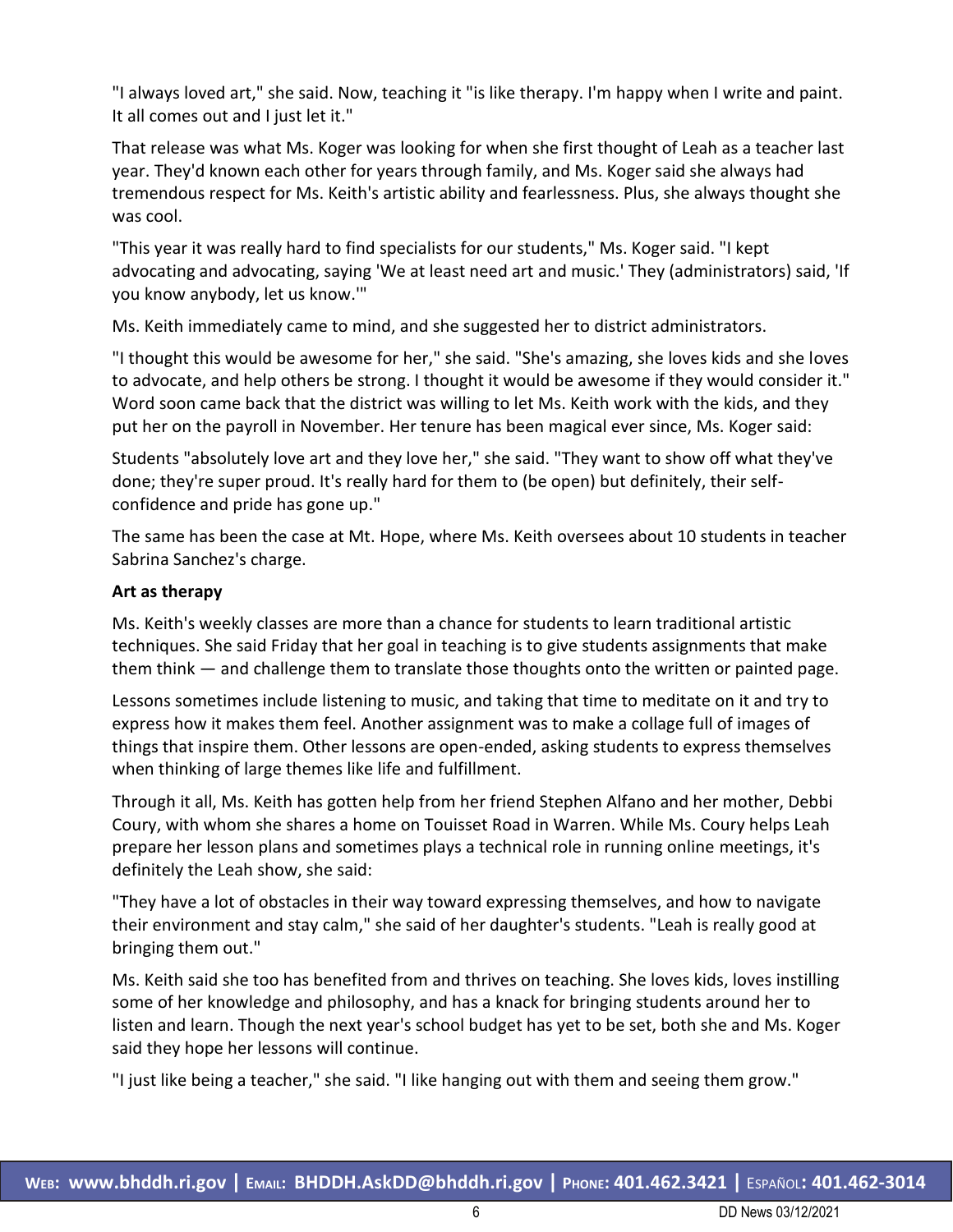"I always loved art," she said. Now, teaching it "is like therapy. I'm happy when I write and paint. It all comes out and I just let it."

That release was what Ms. Koger was looking for when she first thought of Leah as a teacher last year. They'd known each other for years through family, and Ms. Koger said she always had tremendous respect for Ms. Keith's artistic ability and fearlessness. Plus, she always thought she was cool.

"This year it was really hard to find specialists for our students," Ms. Koger said. "I kept advocating and advocating, saying 'We at least need art and music.' They (administrators) said, 'If you know anybody, let us know.'"

Ms. Keith immediately came to mind, and she suggested her to district administrators.

"I thought this would be awesome for her," she said. "She's amazing, she loves kids and she loves to advocate, and help others be strong. I thought it would be awesome if they would consider it." Word soon came back that the district was willing to let Ms. Keith work with the kids, and they put her on the payroll in November. Her tenure has been magical ever since, Ms. Koger said:

Students "absolutely love art and they love her," she said. "They want to show off what they've done; they're super proud. It's really hard for them to (be open) but definitely, their self-confidence and pride has gone up."

The same has been the case at Mt. Hope, where Ms. Keith oversees about 10 students in teacher Sabrina Sanchez's charge.

**Art as therapy**

Ms. Keith's weekly classes are more than a chance for students to learn traditional artistic techniques. She said Friday that her goal in teaching is to give students assignments that make them think — and challenge them to translate those thoughts onto the written or painted page.

Lessons sometimes include listening to music, and taking that time to meditate on it and try to express how it makes them feel. Another assignment was to make a collage full of images of things that inspire them. Other lessons are open-ended, asking students to express themselves when thinking of large themes like life and fulfillment.

Through it all, Ms. Keith has gotten help from her friend Stephen Alfano and her mother, Debbi Coury, with whom she shares a home on Touisset Road in Warren. While Ms. Coury helps Leah prepare her lesson plans and sometimes plays a technical role in running online meetings, it's definitely the Leah show, she said:

"They have a lot of obstacles in their way toward expressing themselves, and how to navigate their environment and stay calm," she said of her daughter's students. "Leah is really good at bringing them out."

Ms. Keith said she too has benefited from and thrives on teaching. She loves kids, loves instilling some of her knowledge and philosophy, and has a knack for bringing students around her to listen and learn. Though the next year's school budget has yet to be set, both she and Ms. Koger said they hope her lessons will continue.

"I just like being a teacher," she said. "I like hanging out with them and seeing them grow."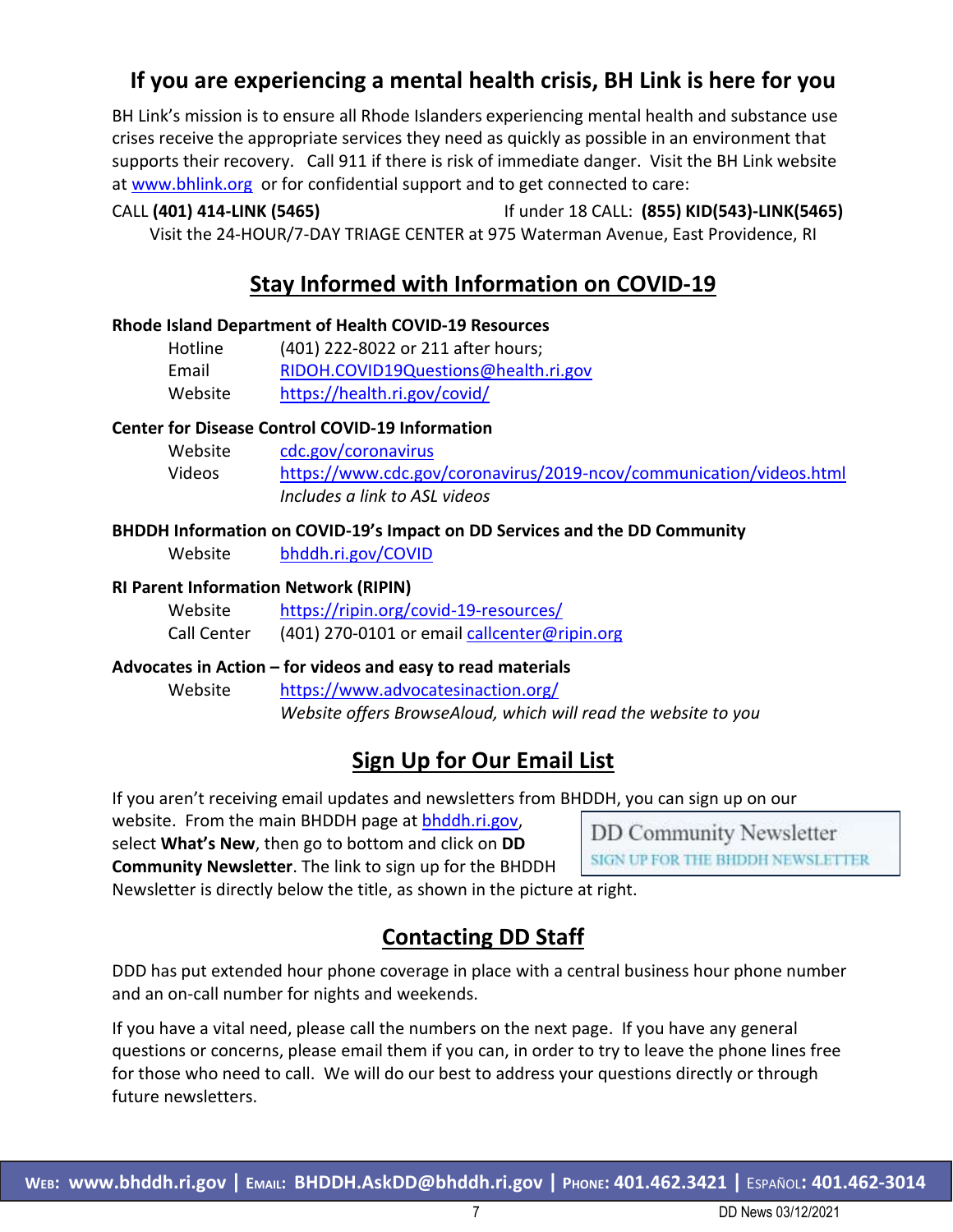## If you are experiencing a mental health crisis, BH Link is here for you

BH Link's mission is to ensure all Rhode Islanders experiencing mental health and substance use crises receive the appropriate services they need as quickly as possible in an environment that supports their recovery. Call 911 if there is risk of immediate danger. Visit the BH Link website at www.bhlink.org or for confidential support and to get connected to care:

CALL **(401) 414-LINK (5465)** If under 18 CALL: **(855) KID(543)-LINK(5465)**

Visit the 24-HOUR/7-DAY TRIAGE CENTER at 975 Waterman Avenue, East Providence, RI

## Stay Informed with Information on COVID-19

**Rhode Island Department of Health COVID-19 Resources**

| | |
|---|---|
| Hotline | (401) 222-8022 or 211 after hours; |
| Email | RIDOH.COVID19Questions@health.ri.gov |
| Website | https://health.ri.gov/covid/ |

**Center for Disease Control COVID-19 Information**

| | |
|---|---|
| Website | cdc.gov/coronavirus |
| Videos | https://www.cdc.gov/coronavirus/2019-ncov/communication/videos.html *Includes a link to ASL videos* |

**BHDDH Information on COVID-19's Impact on DD Services and the DD Community**

| | |
|---|---|
| Website | bhddh.ri.gov/COVID |

**RI Parent Information Network (RIPIN)**

| | |
|---|---|
| Website | https://ripin.org/covid-19-resources/ |
| Call Center | (401) 270-0101 or email callcenter@ripin.org |

**Advocates in Action – for videos and easy to read materials**

| | |
|---|---|
| Website | https://www.advocatesinaction.org/ *Website offers BrowseAloud, which will read the website to you* |

## Sign Up for Our Email List

If you aren't receiving email updates and newsletters from BHDDH, you can sign up on our website. From the main BHDDH page at bhddh.ri.gov, select **What's New**, then go to bottom and click on **DD Community Newsletter**. The link to sign up for the BHDDH Newsletter is directly below the title, as shown in the picture at right.

DD Community Newsletter
SIGN UP FOR THE BHDDH NEWSLETTER

## Contacting DD Staff

DDD has put extended hour phone coverage in place with a central business hour phone number and an on-call number for nights and weekends.

If you have a vital need, please call the numbers on the next page. If you have any general questions or concerns, please email them if you can, in order to try to leave the phone lines free for those who need to call. We will do our best to address your questions directly or through future newsletters.

**WEB: www.bhddh.ri.gov | EMAIL: BHDDH.AskDD@bhddh.ri.gov | PHONE: 401.462.3421 | ESPAÑOL: 401.462-3014**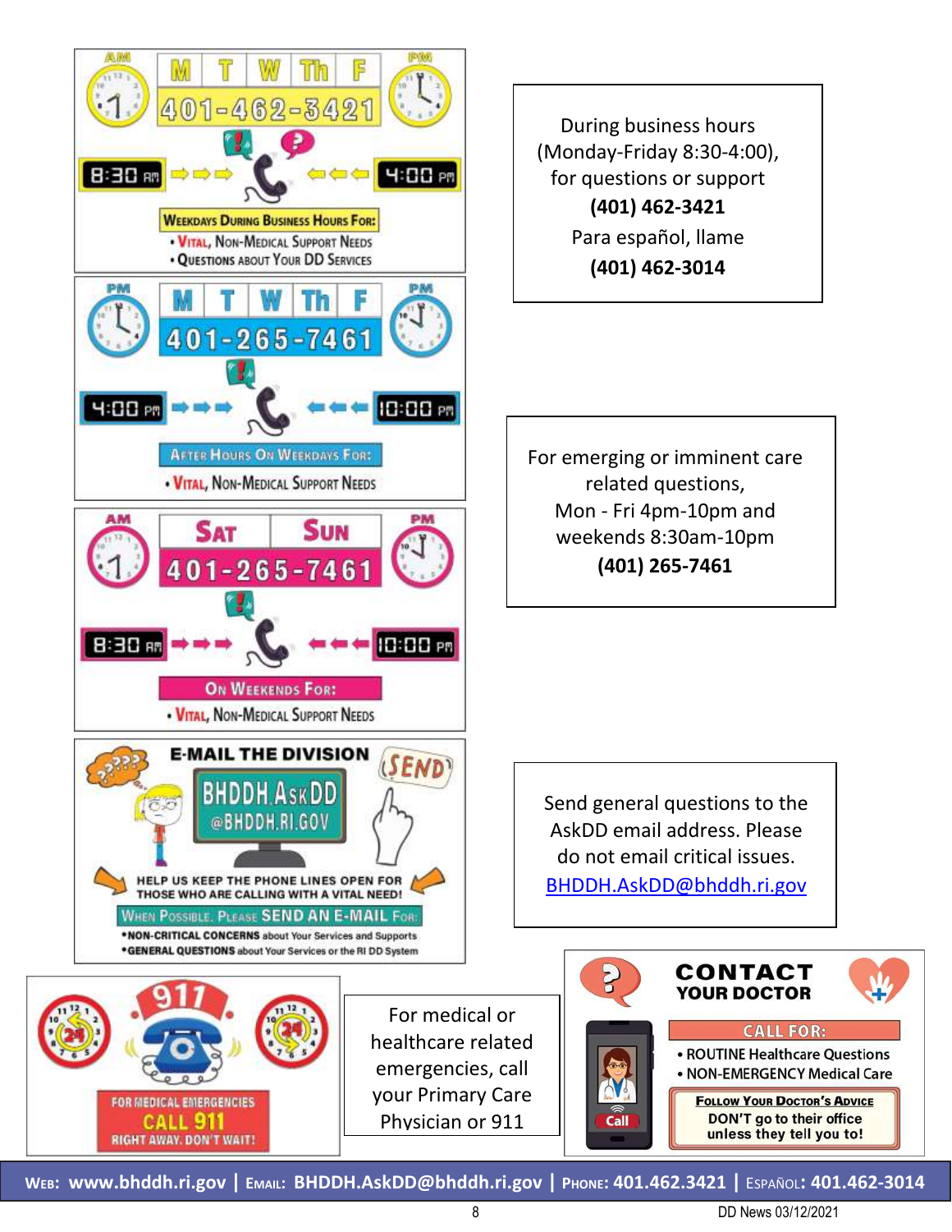AM M T W Th F PM

401-462-3421

8:30 AM → → → ← ← ← 4:00 PM

WEEKDAYS DURING BUSINESS HOURS FOR:

- VITAL, NON-MEDICAL SUPPORT NEEDS
- QUESTIONS ABOUT YOUR DD SERVICES

During business hours (Monday-Friday 8:30-4:00), for questions or support

**(401) 462-3421**

Para español, llame

**(401) 462-3014**

PM M T W Th F PM

401-265-7461

4:00 PM → → → ← ← ← 10:00 PM

AFTER HOURS ON WEEKDAYS FOR:

- VITAL, NON-MEDICAL SUPPORT NEEDS

For emerging or imminent care related questions, Mon - Fri 4pm-10pm and weekends 8:30am-10pm

**(401) 265-7461**

AM SAT SUN PM

401-265-7461

8:30 AM → → → ← ← ← 10:00 PM

ON WEEKENDS FOR:

- VITAL, NON-MEDICAL SUPPORT NEEDS

E-MAIL THE DIVISION

BHDDH.AskDD @BHDDH.RI.GOV

SEND

HELP US KEEP THE PHONE LINES OPEN FOR THOSE WHO ARE CALLING WITH A VITAL NEED!

WHEN POSSIBLE, PLEASE SEND AN E-MAIL FOR:

- NON-CRITICAL CONCERNS about Your Services and Supports
- GENERAL QUESTIONS about Your Services or the RI DD System

Send general questions to the AskDD email address. Please do not email critical issues.

BHDDH.AskDD@bhddh.ri.gov

911

FOR MEDICAL EMERGENCIES CALL 911 RIGHT AWAY. DON'T WAIT!

For medical or healthcare related emergencies, call your Primary Care Physician or 911

CONTACT YOUR DOCTOR

CALL FOR:

- ROUTINE Healthcare Questions
- NON-EMERGENCY Medical Care

FOLLOW YOUR DOCTOR'S ADVICE

DON'T go to their office unless they tell you to!

Call

WEB: www.bhddh.ri.gov | EMAIL: BHDDH.AskDD@bhddh.ri.gov | PHONE: 401.462.3421 | ESPAÑOL: 401.462-3014